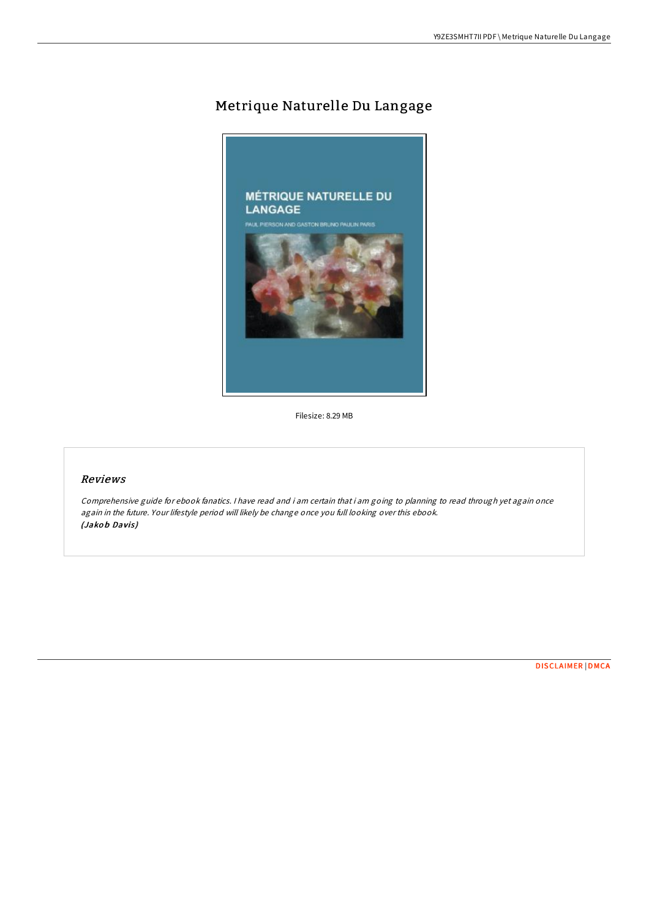# Metrique Naturelle Du Langage

Filesize: 8.29 MB

## *Reviews*

*Comprehensive guide for ebook fanatics. I have read and i am certain that i am going to planning to read through yet again once again in the future. Your lifestyle period will likely be change once you full looking over this ebook.*
***(Jakob Davis)***

DISCLAIMER | DMCA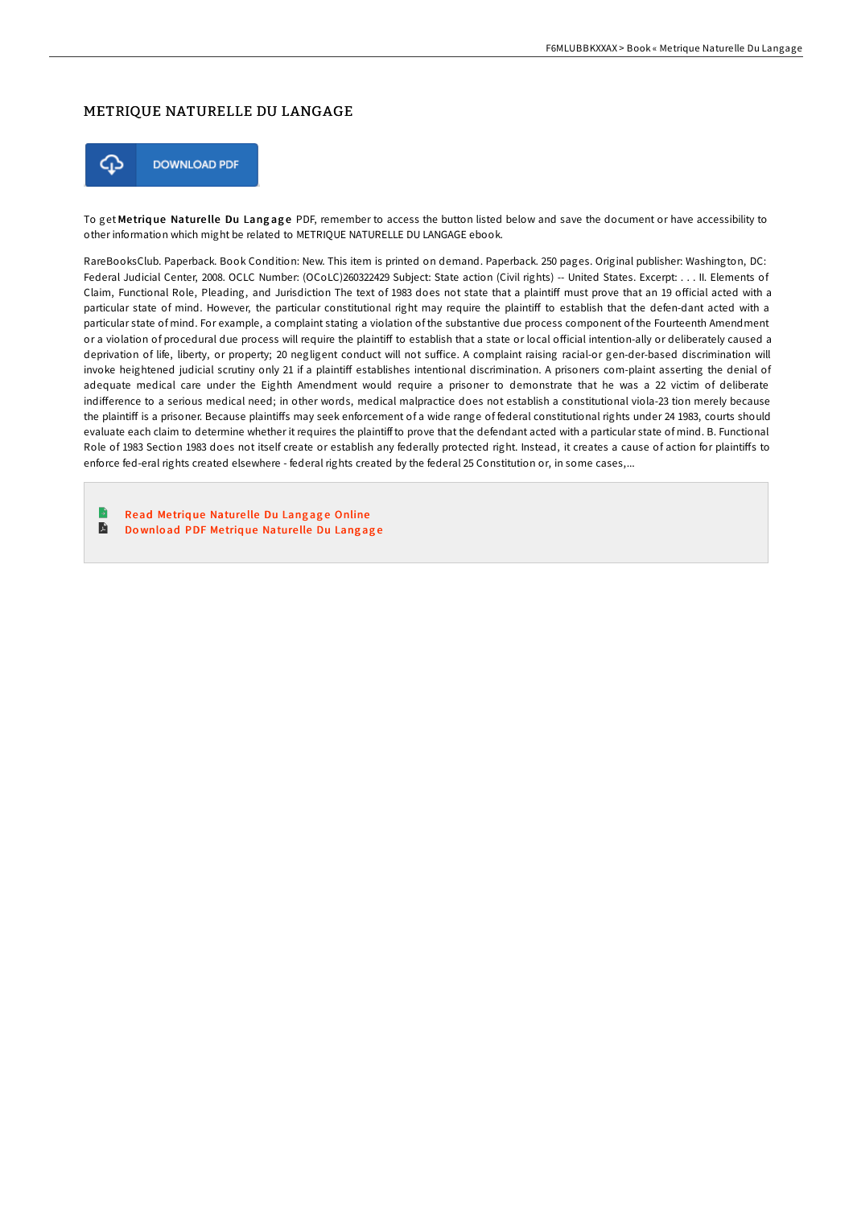# METRIQUE NATURELLE DU LANGAGE

DOWNLOAD PDF

To get **Metrique Naturelle Du Langage** PDF, remember to access the button listed below and save the document or have accessibility to other information which might be related to METRIQUE NATURELLE DU LANGAGE ebook.

RareBooksClub. Paperback. Book Condition: New. This item is printed on demand. Paperback. 250 pages. Original publisher: Washington, DC: Federal Judicial Center, 2008. OCLC Number: (OCoLC)260322429 Subject: State action (Civil rights) -- United States. Excerpt: . . . II. Elements of Claim, Functional Role, Pleading, and Jurisdiction The text of 1983 does not state that a plaintiff must prove that an 19 official acted with a particular state of mind. However, the particular constitutional right may require the plaintiff to establish that the defen-dant acted with a particular state of mind. For example, a complaint stating a violation of the substantive due process component of the Fourteenth Amendment or a violation of procedural due process will require the plaintiff to establish that a state or local official intention-ally or deliberately caused a deprivation of life, liberty, or property; 20 negligent conduct will not suffice. A complaint raising racial-or gen-der-based discrimination will invoke heightened judicial scrutiny only 21 if a plaintiff establishes intentional discrimination. A prisoners com-plaint asserting the denial of adequate medical care under the Eighth Amendment would require a prisoner to demonstrate that he was a 22 victim of deliberate indifference to a serious medical need; in other words, medical malpractice does not establish a constitutional viola-23 tion merely because the plaintiff is a prisoner. Because plaintiffs may seek enforcement of a wide range of federal constitutional rights under 24 1983, courts should evaluate each claim to determine whether it requires the plaintiff to prove that the defendant acted with a particular state of mind. B. Functional Role of 1983 Section 1983 does not itself create or establish any federally protected right. Instead, it creates a cause of action for plaintiffs to enforce fed-eral rights created elsewhere - federal rights created by the federal 25 Constitution or, in some cases,...

- Read Metrique Naturelle Du Langage Online
- Download PDF Metrique Naturelle Du Langage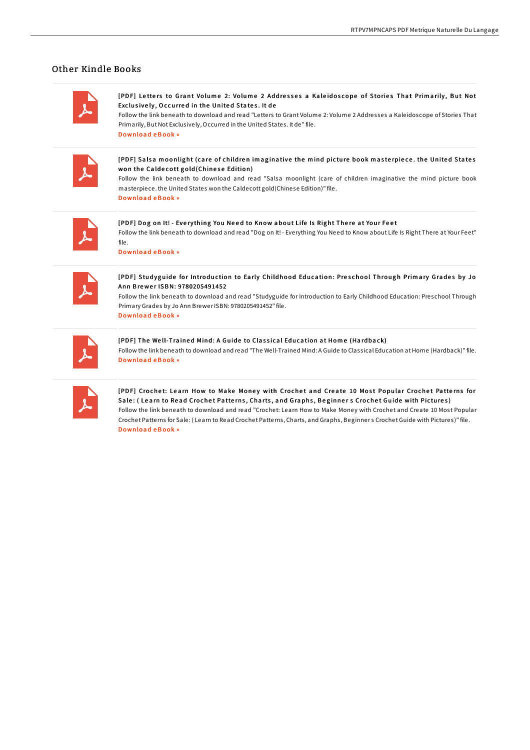## Other Kindle Books

**[PDF] Letters to Grant Volume 2: Volume 2 Addresses a Kaleidoscope of Stories That Primarily, But Not Exclusively, Occurred in the United States. It de**

Follow the link beneath to download and read "Letters to Grant Volume 2: Volume 2 Addresses a Kaleidoscope of Stories That Primarily, But Not Exclusively, Occurred in the United States. It de" file.

Download eBook »

**[PDF] Salsa moonlight (care of children imaginative the mind picture book masterpiece. the United States won the Caldecott gold(Chinese Edition)**

Follow the link beneath to download and read "Salsa moonlight (care of children imaginative the mind picture book masterpiece. the United States won the Caldecott gold(Chinese Edition)" file.

Download eBook »

**[PDF] Dog on It! - Everything You Need to Know about Life Is Right There at Your Feet**

Follow the link beneath to download and read "Dog on It! - Everything You Need to Know about Life Is Right There at Your Feet" file.

Download eBook »

**[PDF] Studyguide for Introduction to Early Childhood Education: Preschool Through Primary Grades by Jo Ann Brewer ISBN: 9780205491452**

Follow the link beneath to download and read "Studyguide for Introduction to Early Childhood Education: Preschool Through Primary Grades by Jo Ann Brewer ISBN: 9780205491452" file.

Download eBook »

**[PDF] The Well-Trained Mind: A Guide to Classical Education at Home (Hardback)**

Follow the link beneath to download and read "The Well-Trained Mind: A Guide to Classical Education at Home (Hardback)" file.

Download eBook »

**[PDF] Crochet: Learn How to Make Money with Crochet and Create 10 Most Popular Crochet Patterns for Sale: ( Learn to Read Crochet Patterns, Charts, and Graphs, Beginner s Crochet Guide with Pictures)**

Follow the link beneath to download and read "Crochet: Learn How to Make Money with Crochet and Create 10 Most Popular Crochet Patterns for Sale: ( Learn to Read Crochet Patterns, Charts, and Graphs, Beginner s Crochet Guide with Pictures)" file.

Download eBook »